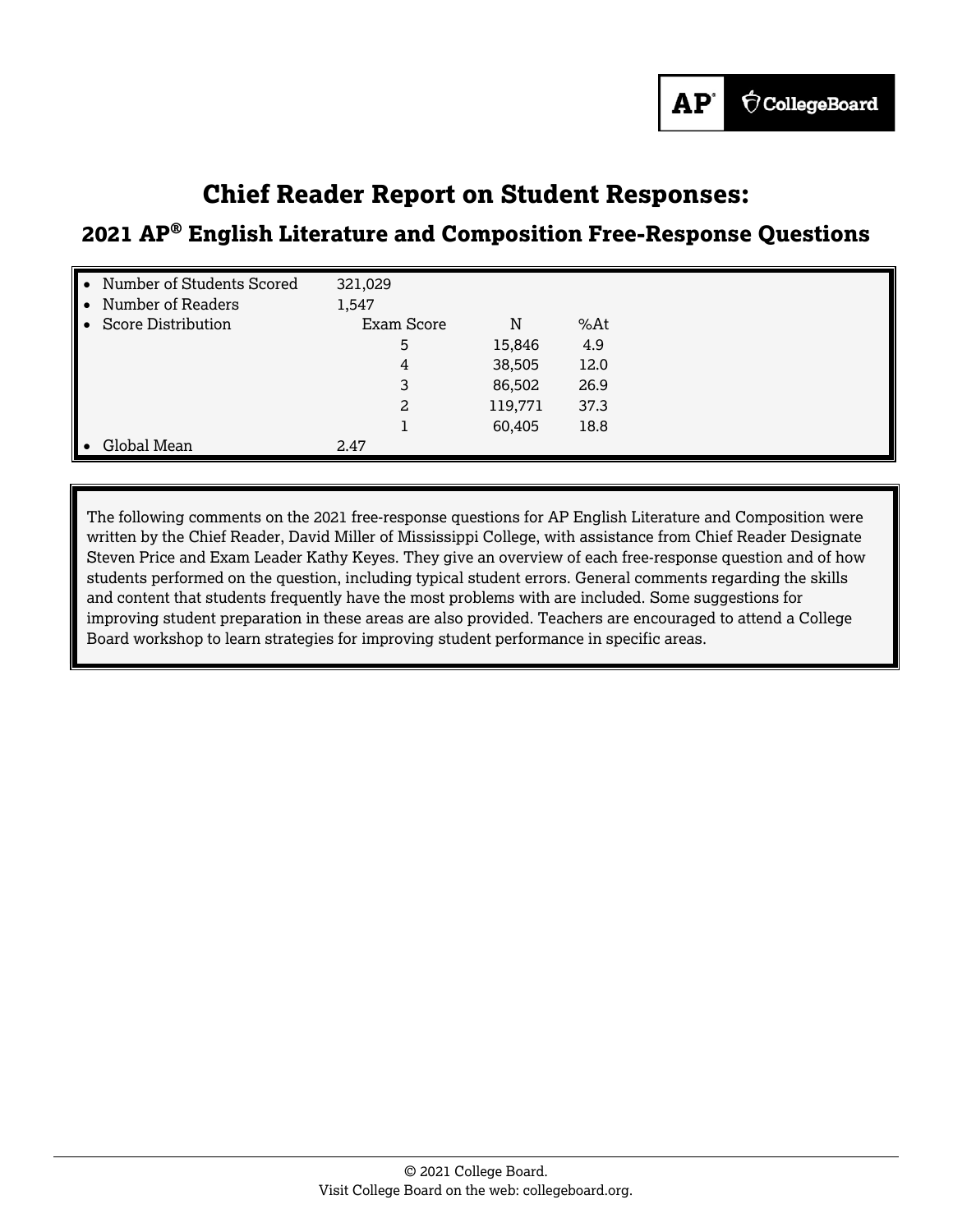# Chief Reader Report on Student Responses:

## 2021 AP® English Literature and Composition Free-Response Questions

- Number of Students Scored: 321,029
- Number of Readers: 1,547
- Score Distribution:

| Exam Score | N | %At |
|---|---|---|
| 5 | 15,846 | 4.9 |
| 4 | 38,505 | 12.0 |
| 3 | 86,502 | 26.9 |
| 2 | 119,771 | 37.3 |
| 1 | 60,405 | 18.8 |

- Global Mean: 2.47

The following comments on the 2021 free-response questions for AP English Literature and Composition were written by the Chief Reader, David Miller of Mississippi College, with assistance from Chief Reader Designate Steven Price and Exam Leader Kathy Keyes. They give an overview of each free-response question and of how students performed on the question, including typical student errors. General comments regarding the skills and content that students frequently have the most problems with are included. Some suggestions for improving student preparation in these areas are also provided. Teachers are encouraged to attend a College Board workshop to learn strategies for improving student performance in specific areas.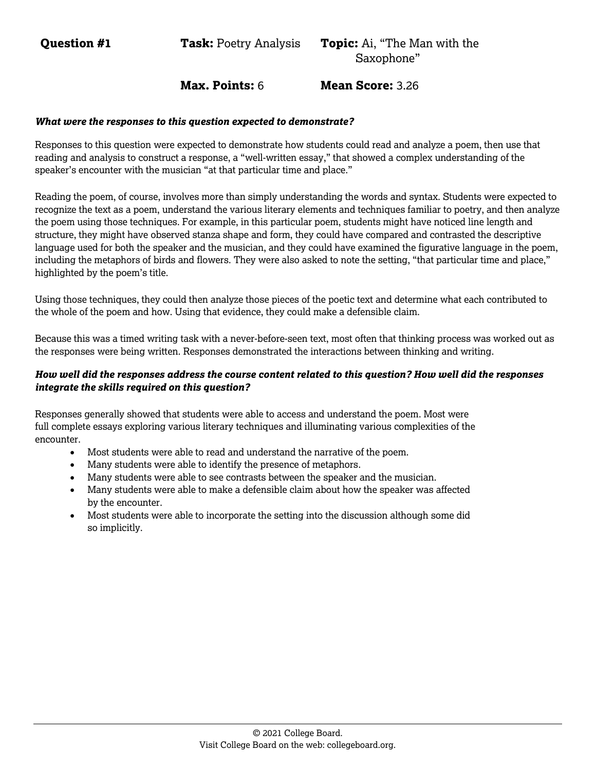**Question #1** **Task:** Poetry Analysis **Topic:** Ai, "The Man with the Saxophone"

**Max. Points:** 6 **Mean Score:** 3.26

***What were the responses to this question expected to demonstrate?***

Responses to this question were expected to demonstrate how students could read and analyze a poem, then use that reading and analysis to construct a response, a "well-written essay," that showed a complex understanding of the speaker's encounter with the musician "at that particular time and place."

Reading the poem, of course, involves more than simply understanding the words and syntax. Students were expected to recognize the text as a poem, understand the various literary elements and techniques familiar to poetry, and then analyze the poem using those techniques. For example, in this particular poem, students might have noticed line length and structure, they might have observed stanza shape and form, they could have compared and contrasted the descriptive language used for both the speaker and the musician, and they could have examined the figurative language in the poem, including the metaphors of birds and flowers. They were also asked to note the setting, "that particular time and place," highlighted by the poem's title.

Using those techniques, they could then analyze those pieces of the poetic text and determine what each contributed to the whole of the poem and how. Using that evidence, they could make a defensible claim.

Because this was a timed writing task with a never-before-seen text, most often that thinking process was worked out as the responses were being written. Responses demonstrated the interactions between thinking and writing.

***How well did the responses address the course content related to this question? How well did the responses integrate the skills required on this question?***

Responses generally showed that students were able to access and understand the poem. Most were full complete essays exploring various literary techniques and illuminating various complexities of the encounter.

- Most students were able to read and understand the narrative of the poem.
- Many students were able to identify the presence of metaphors.
- Many students were able to see contrasts between the speaker and the musician.
- Many students were able to make a defensible claim about how the speaker was affected by the encounter.
- Most students were able to incorporate the setting into the discussion although some did so implicitly.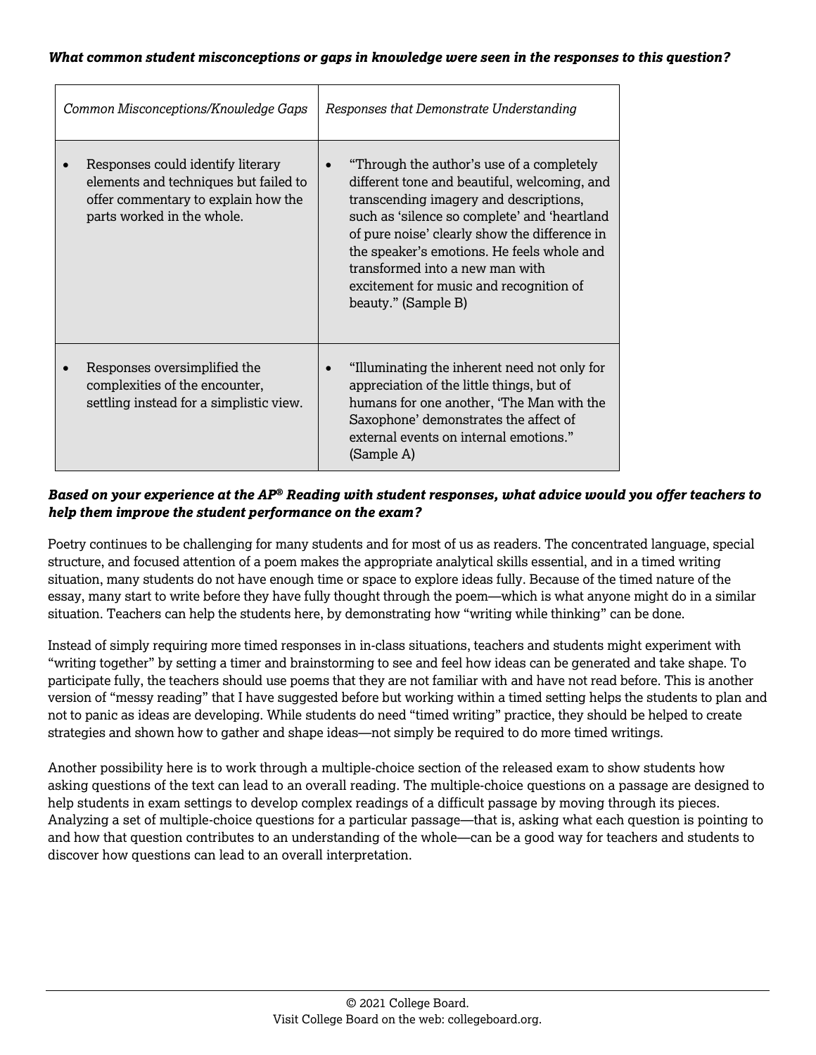***What common student misconceptions or gaps in knowledge were seen in the responses to this question?***

| *Common Misconceptions/Knowledge Gaps* | *Responses that Demonstrate Understanding* |
|---|---|
| • Responses could identify literary elements and techniques but failed to offer commentary to explain how the parts worked in the whole. | • "Through the author's use of a completely different tone and beautiful, welcoming, and transcending imagery and descriptions, such as 'silence so complete' and 'heartland of pure noise' clearly show the difference in the speaker's emotions. He feels whole and transformed into a new man with excitement for music and recognition of beauty." (Sample B) |
| • Responses oversimplified the complexities of the encounter, settling instead for a simplistic view. | • "Illuminating the inherent need not only for appreciation of the little things, but of humans for one another, 'The Man with the Saxophone' demonstrates the affect of external events on internal emotions." (Sample A) |

***Based on your experience at the AP® Reading with student responses, what advice would you offer teachers to help them improve the student performance on the exam?***

Poetry continues to be challenging for many students and for most of us as readers. The concentrated language, special structure, and focused attention of a poem makes the appropriate analytical skills essential, and in a timed writing situation, many students do not have enough time or space to explore ideas fully. Because of the timed nature of the essay, many start to write before they have fully thought through the poem—which is what anyone might do in a similar situation. Teachers can help the students here, by demonstrating how "writing while thinking" can be done.

Instead of simply requiring more timed responses in in-class situations, teachers and students might experiment with "writing together" by setting a timer and brainstorming to see and feel how ideas can be generated and take shape. To participate fully, the teachers should use poems that they are not familiar with and have not read before. This is another version of "messy reading" that I have suggested before but working within a timed setting helps the students to plan and not to panic as ideas are developing. While students do need "timed writing" practice, they should be helped to create strategies and shown how to gather and shape ideas—not simply be required to do more timed writings.

Another possibility here is to work through a multiple-choice section of the released exam to show students how asking questions of the text can lead to an overall reading. The multiple-choice questions on a passage are designed to help students in exam settings to develop complex readings of a difficult passage by moving through its pieces. Analyzing a set of multiple-choice questions for a particular passage—that is, asking what each question is pointing to and how that question contributes to an understanding of the whole—can be a good way for teachers and students to discover how questions can lead to an overall interpretation.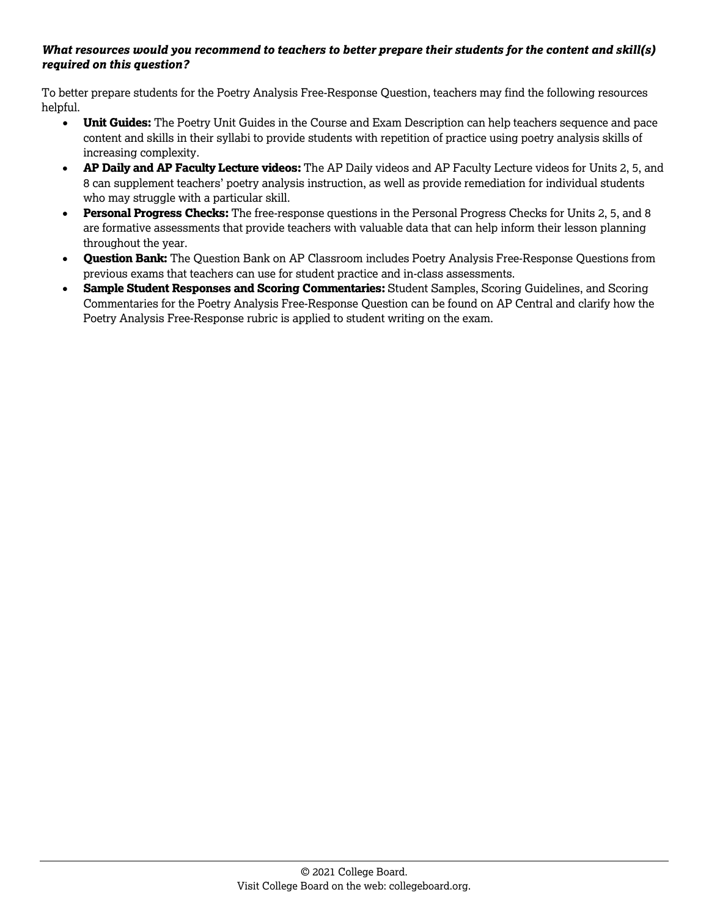***What resources would you recommend to teachers to better prepare their students for the content and skill(s) required on this question?***

To better prepare students for the Poetry Analysis Free-Response Question, teachers may find the following resources helpful.

- **Unit Guides:** The Poetry Unit Guides in the Course and Exam Description can help teachers sequence and pace content and skills in their syllabi to provide students with repetition of practice using poetry analysis skills of increasing complexity.
- **AP Daily and AP Faculty Lecture videos:** The AP Daily videos and AP Faculty Lecture videos for Units 2, 5, and 8 can supplement teachers' poetry analysis instruction, as well as provide remediation for individual students who may struggle with a particular skill.
- **Personal Progress Checks:** The free-response questions in the Personal Progress Checks for Units 2, 5, and 8 are formative assessments that provide teachers with valuable data that can help inform their lesson planning throughout the year.
- **Question Bank:** The Question Bank on AP Classroom includes Poetry Analysis Free-Response Questions from previous exams that teachers can use for student practice and in-class assessments.
- **Sample Student Responses and Scoring Commentaries:** Student Samples, Scoring Guidelines, and Scoring Commentaries for the Poetry Analysis Free-Response Question can be found on AP Central and clarify how the Poetry Analysis Free-Response rubric is applied to student writing on the exam.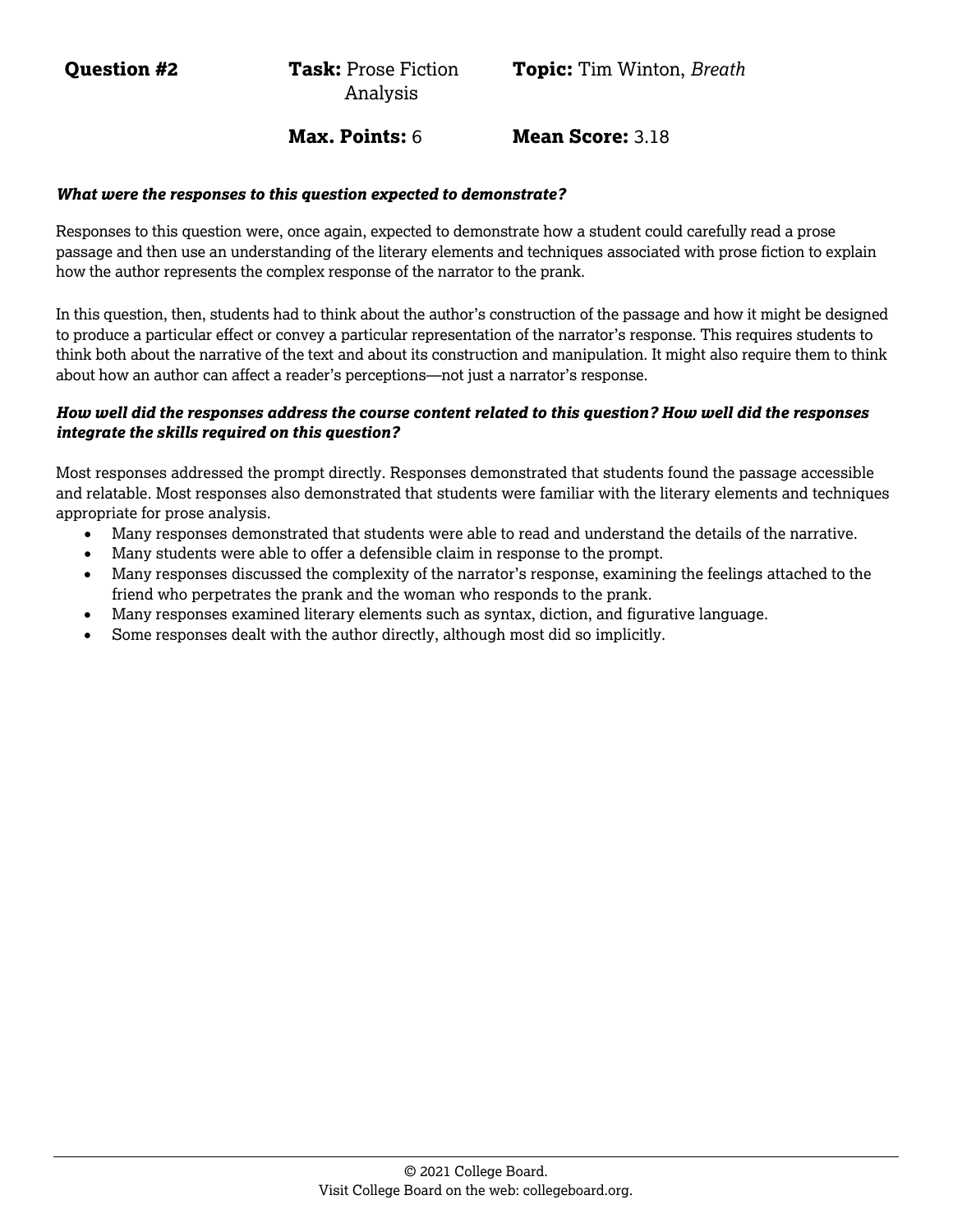**Question #2** **Task:** Prose Fiction Analysis **Topic:** Tim Winton, *Breath*

**Max. Points:** 6 **Mean Score:** 3.18

***What were the responses to this question expected to demonstrate?***

Responses to this question were, once again, expected to demonstrate how a student could carefully read a prose passage and then use an understanding of the literary elements and techniques associated with prose fiction to explain how the author represents the complex response of the narrator to the prank.

In this question, then, students had to think about the author's construction of the passage and how it might be designed to produce a particular effect or convey a particular representation of the narrator's response. This requires students to think both about the narrative of the text and about its construction and manipulation. It might also require them to think about how an author can affect a reader's perceptions—not just a narrator's response.

***How well did the responses address the course content related to this question? How well did the responses integrate the skills required on this question?***

Most responses addressed the prompt directly. Responses demonstrated that students found the passage accessible and relatable. Most responses also demonstrated that students were familiar with the literary elements and techniques appropriate for prose analysis.

- Many responses demonstrated that students were able to read and understand the details of the narrative.
- Many students were able to offer a defensible claim in response to the prompt.
- Many responses discussed the complexity of the narrator's response, examining the feelings attached to the friend who perpetrates the prank and the woman who responds to the prank.
- Many responses examined literary elements such as syntax, diction, and figurative language.
- Some responses dealt with the author directly, although most did so implicitly.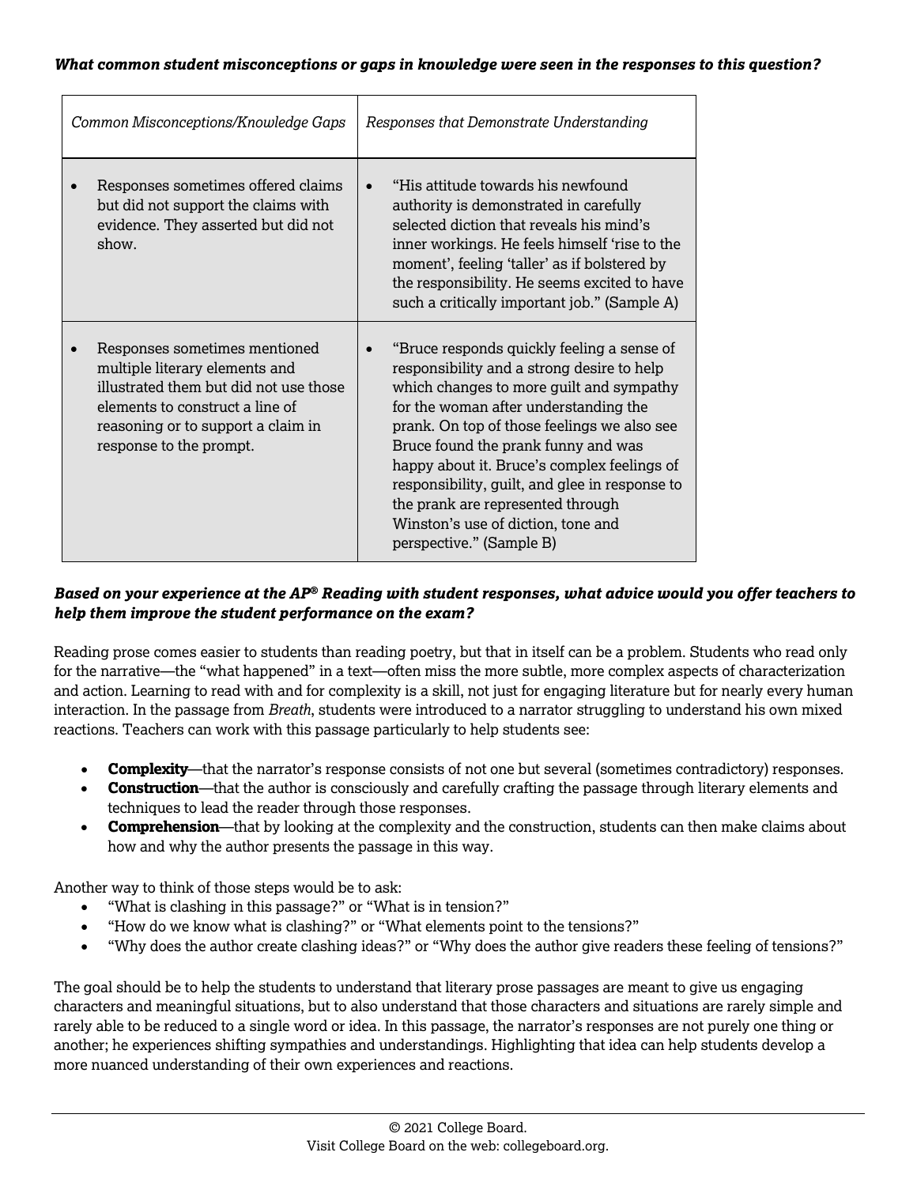***What common student misconceptions or gaps in knowledge were seen in the responses to this question?***

| *Common Misconceptions/Knowledge Gaps* | *Responses that Demonstrate Understanding* |
| --- | --- |
| • Responses sometimes offered claims but did not support the claims with evidence. They asserted but did not show. | • "His attitude towards his newfound authority is demonstrated in carefully selected diction that reveals his mind's inner workings. He feels himself 'rise to the moment', feeling 'taller' as if bolstered by the responsibility. He seems excited to have such a critically important job." (Sample A) |
| • Responses sometimes mentioned multiple literary elements and illustrated them but did not use those elements to construct a line of reasoning or to support a claim in response to the prompt. | • "Bruce responds quickly feeling a sense of responsibility and a strong desire to help which changes to more guilt and sympathy for the woman after understanding the prank. On top of those feelings we also see Bruce found the prank funny and was happy about it. Bruce's complex feelings of responsibility, guilt, and glee in response to the prank are represented through Winston's use of diction, tone and perspective." (Sample B) |

***Based on your experience at the AP® Reading with student responses, what advice would you offer teachers to help them improve the student performance on the exam?***

Reading prose comes easier to students than reading poetry, but that in itself can be a problem. Students who read only for the narrative—the "what happened" in a text—often miss the more subtle, more complex aspects of characterization and action. Learning to read with and for complexity is a skill, not just for engaging literature but for nearly every human interaction. In the passage from *Breath*, students were introduced to a narrator struggling to understand his own mixed reactions. Teachers can work with this passage particularly to help students see:

- **Complexity**—that the narrator's response consists of not one but several (sometimes contradictory) responses.
- **Construction**—that the author is consciously and carefully crafting the passage through literary elements and techniques to lead the reader through those responses.
- **Comprehension**—that by looking at the complexity and the construction, students can then make claims about how and why the author presents the passage in this way.

Another way to think of those steps would be to ask:

- "What is clashing in this passage?" or "What is in tension?"
- "How do we know what is clashing?" or "What elements point to the tensions?"
- "Why does the author create clashing ideas?" or "Why does the author give readers these feeling of tensions?"

The goal should be to help the students to understand that literary prose passages are meant to give us engaging characters and meaningful situations, but to also understand that those characters and situations are rarely simple and rarely able to be reduced to a single word or idea. In this passage, the narrator's responses are not purely one thing or another; he experiences shifting sympathies and understandings. Highlighting that idea can help students develop a more nuanced understanding of their own experiences and reactions.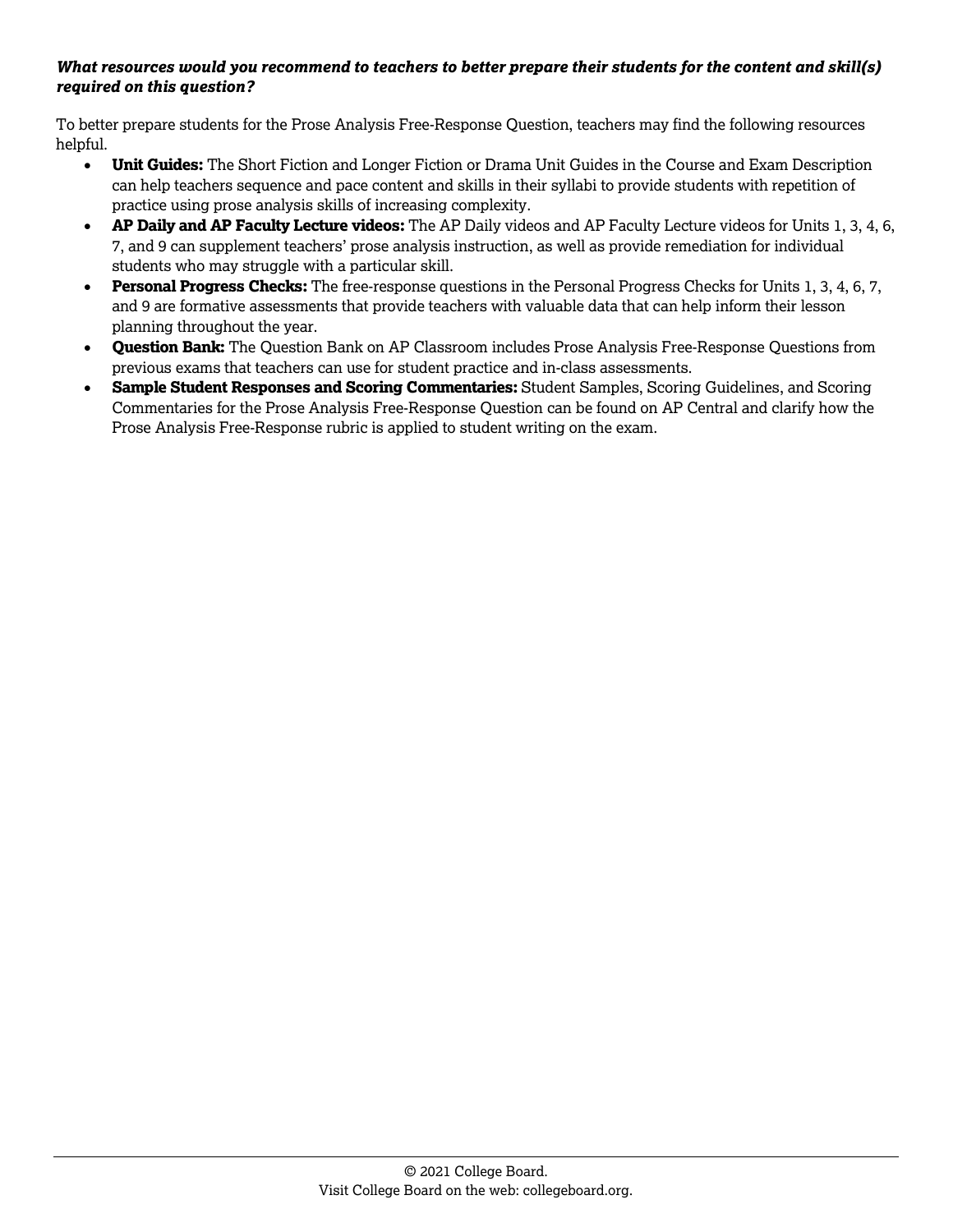***What resources would you recommend to teachers to better prepare their students for the content and skill(s) required on this question?***

To better prepare students for the Prose Analysis Free-Response Question, teachers may find the following resources helpful.

- **Unit Guides:** The Short Fiction and Longer Fiction or Drama Unit Guides in the Course and Exam Description can help teachers sequence and pace content and skills in their syllabi to provide students with repetition of practice using prose analysis skills of increasing complexity.
- **AP Daily and AP Faculty Lecture videos:** The AP Daily videos and AP Faculty Lecture videos for Units 1, 3, 4, 6, 7, and 9 can supplement teachers' prose analysis instruction, as well as provide remediation for individual students who may struggle with a particular skill.
- **Personal Progress Checks:** The free-response questions in the Personal Progress Checks for Units 1, 3, 4, 6, 7, and 9 are formative assessments that provide teachers with valuable data that can help inform their lesson planning throughout the year.
- **Question Bank:** The Question Bank on AP Classroom includes Prose Analysis Free-Response Questions from previous exams that teachers can use for student practice and in-class assessments.
- **Sample Student Responses and Scoring Commentaries:** Student Samples, Scoring Guidelines, and Scoring Commentaries for the Prose Analysis Free-Response Question can be found on AP Central and clarify how the Prose Analysis Free-Response rubric is applied to student writing on the exam.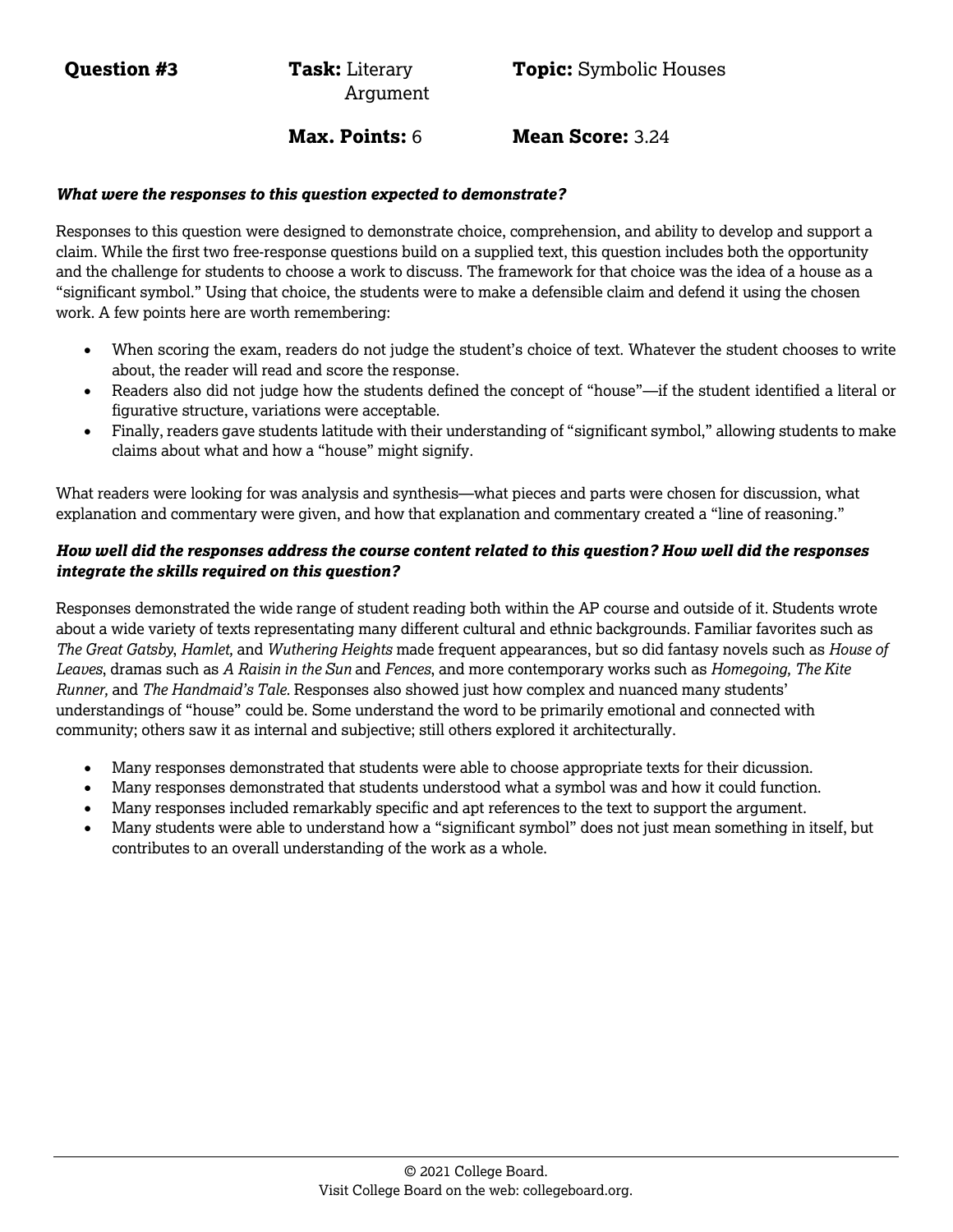**Question #3** **Task:** Literary Argument **Topic:** Symbolic Houses

**Max. Points:** 6 **Mean Score:** 3.24

***What were the responses to this question expected to demonstrate?***

Responses to this question were designed to demonstrate choice, comprehension, and ability to develop and support a claim. While the first two free-response questions build on a supplied text, this question includes both the opportunity and the challenge for students to choose a work to discuss. The framework for that choice was the idea of a house as a "significant symbol." Using that choice, the students were to make a defensible claim and defend it using the chosen work. A few points here are worth remembering:

- When scoring the exam, readers do not judge the student's choice of text. Whatever the student chooses to write about, the reader will read and score the response.
- Readers also did not judge how the students defined the concept of "house"—if the student identified a literal or figurative structure, variations were acceptable.
- Finally, readers gave students latitude with their understanding of "significant symbol," allowing students to make claims about what and how a "house" might signify.

What readers were looking for was analysis and synthesis—what pieces and parts were chosen for discussion, what explanation and commentary were given, and how that explanation and commentary created a "line of reasoning."

***How well did the responses address the course content related to this question? How well did the responses integrate the skills required on this question?***

Responses demonstrated the wide range of student reading both within the AP course and outside of it. Students wrote about a wide variety of texts representating many different cultural and ethnic backgrounds. Familiar favorites such as *The Great Gatsby*, *Hamlet,* and *Wuthering Heights* made frequent appearances, but so did fantasy novels such as *House of Leaves*, dramas such as *A Raisin in the Sun* and *Fences*, and more contemporary works such as *Homegoing, The Kite Runner,* and *The Handmaid's Tale.* Responses also showed just how complex and nuanced many students' understandings of "house" could be. Some understand the word to be primarily emotional and connected with community; others saw it as internal and subjective; still others explored it architecturally.

- Many responses demonstrated that students were able to choose appropriate texts for their dicussion.
- Many responses demonstrated that students understood what a symbol was and how it could function.
- Many responses included remarkably specific and apt references to the text to support the argument.
- Many students were able to understand how a "significant symbol" does not just mean something in itself, but contributes to an overall understanding of the work as a whole.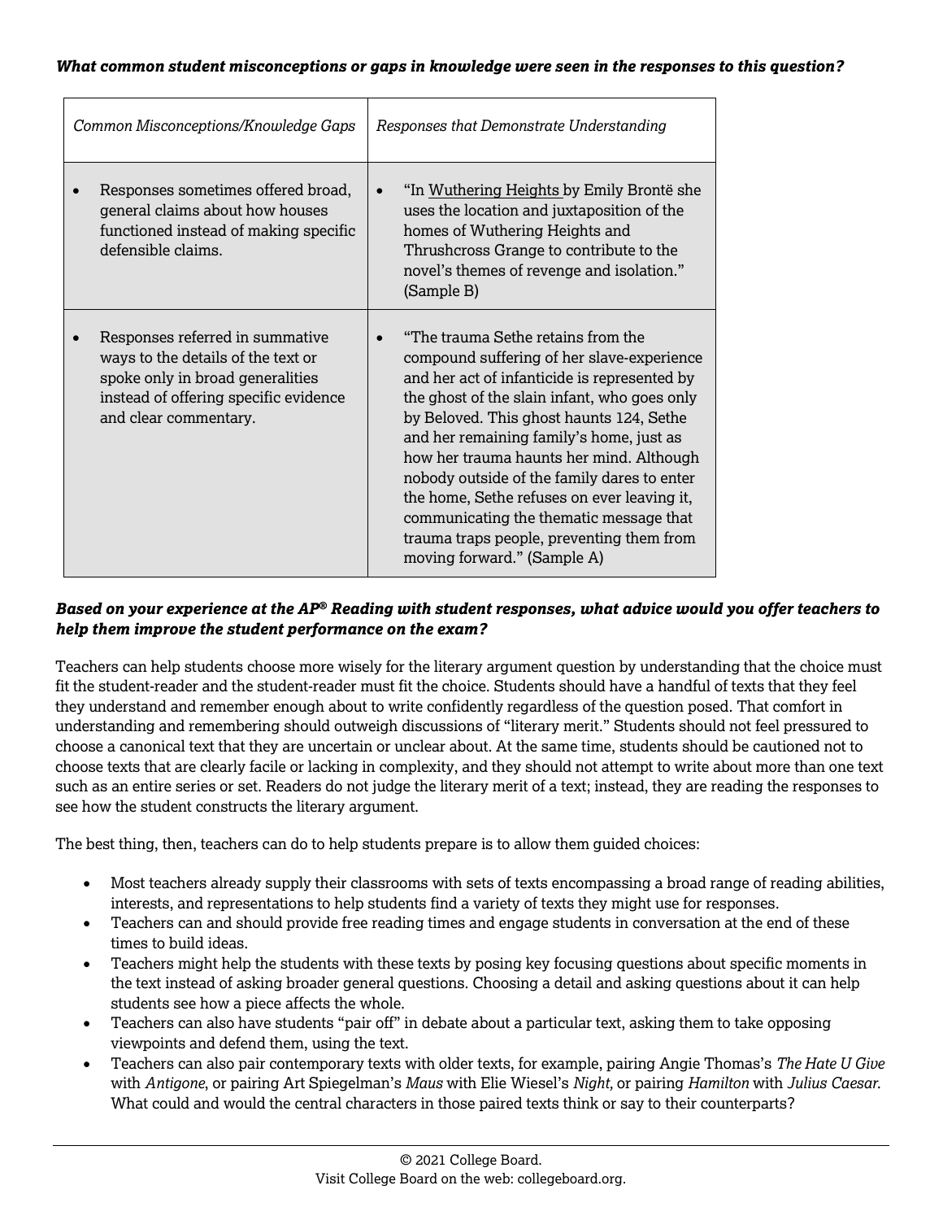***What common student misconceptions or gaps in knowledge were seen in the responses to this question?***

| *Common Misconceptions/Knowledge Gaps* | *Responses that Demonstrate Understanding* |
|---|---|
| • Responses sometimes offered broad, general claims about how houses functioned instead of making specific defensible claims. | • "In Wuthering Heights by Emily Brontë she uses the location and juxtaposition of the homes of Wuthering Heights and Thrushcross Grange to contribute to the novel's themes of revenge and isolation." (Sample B) |
| • Responses referred in summative ways to the details of the text or spoke only in broad generalities instead of offering specific evidence and clear commentary. | • "The trauma Sethe retains from the compound suffering of her slave-experience and her act of infanticide is represented by the ghost of the slain infant, who goes only by Beloved. This ghost haunts 124, Sethe and her remaining family's home, just as how her trauma haunts her mind. Although nobody outside of the family dares to enter the home, Sethe refuses on ever leaving it, communicating the thematic message that trauma traps people, preventing them from moving forward." (Sample A) |

***Based on your experience at the AP® Reading with student responses, what advice would you offer teachers to help them improve the student performance on the exam?***

Teachers can help students choose more wisely for the literary argument question by understanding that the choice must fit the student-reader and the student-reader must fit the choice. Students should have a handful of texts that they feel they understand and remember enough about to write confidently regardless of the question posed. That comfort in understanding and remembering should outweigh discussions of "literary merit." Students should not feel pressured to choose a canonical text that they are uncertain or unclear about. At the same time, students should be cautioned not to choose texts that are clearly facile or lacking in complexity, and they should not attempt to write about more than one text such as an entire series or set. Readers do not judge the literary merit of a text; instead, they are reading the responses to see how the student constructs the literary argument.

The best thing, then, teachers can do to help students prepare is to allow them guided choices:

- Most teachers already supply their classrooms with sets of texts encompassing a broad range of reading abilities, interests, and representations to help students find a variety of texts they might use for responses.
- Teachers can and should provide free reading times and engage students in conversation at the end of these times to build ideas.
- Teachers might help the students with these texts by posing key focusing questions about specific moments in the text instead of asking broader general questions. Choosing a detail and asking questions about it can help students see how a piece affects the whole.
- Teachers can also have students "pair off" in debate about a particular text, asking them to take opposing viewpoints and defend them, using the text.
- Teachers can also pair contemporary texts with older texts, for example, pairing Angie Thomas's *The Hate U Give* with *Antigone*, or pairing Art Spiegelman's *Maus* with Elie Wiesel's *Night,* or pairing *Hamilton* with *Julius Caesar*. What could and would the central characters in those paired texts think or say to their counterparts?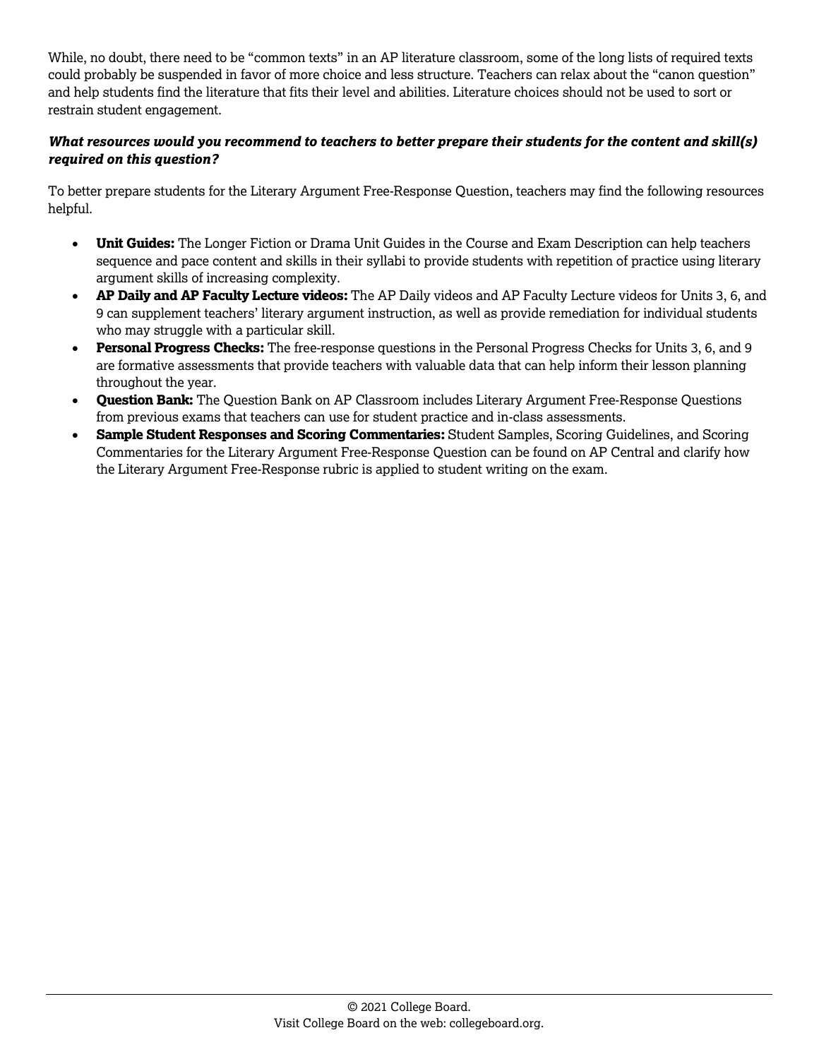While, no doubt, there need to be "common texts" in an AP literature classroom, some of the long lists of required texts could probably be suspended in favor of more choice and less structure. Teachers can relax about the "canon question" and help students find the literature that fits their level and abilities. Literature choices should not be used to sort or restrain student engagement.

***What resources would you recommend to teachers to better prepare their students for the content and skill(s) required on this question?***

To better prepare students for the Literary Argument Free-Response Question, teachers may find the following resources helpful.

- **Unit Guides:** The Longer Fiction or Drama Unit Guides in the Course and Exam Description can help teachers sequence and pace content and skills in their syllabi to provide students with repetition of practice using literary argument skills of increasing complexity.
- **AP Daily and AP Faculty Lecture videos:** The AP Daily videos and AP Faculty Lecture videos for Units 3, 6, and 9 can supplement teachers' literary argument instruction, as well as provide remediation for individual students who may struggle with a particular skill.
- **Personal Progress Checks:** The free-response questions in the Personal Progress Checks for Units 3, 6, and 9 are formative assessments that provide teachers with valuable data that can help inform their lesson planning throughout the year.
- **Question Bank:** The Question Bank on AP Classroom includes Literary Argument Free-Response Questions from previous exams that teachers can use for student practice and in-class assessments.
- **Sample Student Responses and Scoring Commentaries:** Student Samples, Scoring Guidelines, and Scoring Commentaries for the Literary Argument Free-Response Question can be found on AP Central and clarify how the Literary Argument Free-Response rubric is applied to student writing on the exam.